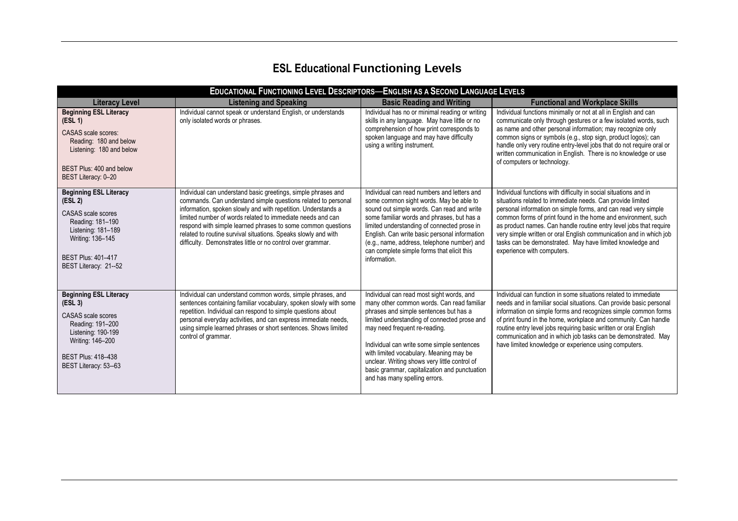# ESL Educational Functioning Levels

| Educational Functioning Level Descriptors—English as a Second Language Levels | | | |
|---|---|---|---|
| **Literacy Level** | **Listening and Speaking** | **Basic Reading and Writing** | **Functional and Workplace Skills** |
| **Beginning ESL Literacy (ESL 1)**<br><br>CASAS scale scores:<br>Reading: 180 and below<br>Listening: 180 and below<br><br>BEST Plus: 400 and below<br>BEST Literacy: 0–20 | Individual cannot speak or understand English, or understands only isolated words or phrases. | Individual has no or minimal reading or writing skills in any language. May have little or no comprehension of how print corresponds to spoken language and may have difficulty using a writing instrument. | Individual functions minimally or not at all in English and can communicate only through gestures or a few isolated words, such as name and other personal information; may recognize only common signs or symbols (e.g., stop sign, product logos); can handle only very routine entry-level jobs that do not require oral or written communication in English. There is no knowledge or use of computers or technology. |
| **Beginning ESL Literacy (ESL 2)**<br><br>CASAS scale scores<br>Reading: 181–190<br>Listening: 181–189<br>Writing: 136–145<br><br>BEST Plus: 401–417<br>BEST Literacy: 21--52 | Individual can understand basic greetings, simple phrases and commands. Can understand simple questions related to personal information, spoken slowly and with repetition. Understands a limited number of words related to immediate needs and can respond with simple learned phrases to some common questions related to routine survival situations. Speaks slowly and with difficulty. Demonstrates little or no control over grammar. | Individual can read numbers and letters and some common sight words. May be able to sound out simple words. Can read and write some familiar words and phrases, but has a limited understanding of connected prose in English. Can write basic personal information (e.g., name, address, telephone number) and can complete simple forms that elicit this information. | Individual functions with difficulty in social situations and in situations related to immediate needs. Can provide limited personal information on simple forms, and can read very simple common forms of print found in the home and environment, such as product names. Can handle routine entry level jobs that require very simple written or oral English communication and in which job tasks can be demonstrated. May have limited knowledge and experience with computers. |
| **Beginning ESL Literacy (ESL 3)**<br><br>CASAS scale scores<br>Reading: 191–200<br>Listening: 190-199<br>Writing: 146–200<br><br>BEST Plus: 418–438<br>BEST Literacy: 53--63 | Individual can understand common words, simple phrases, and sentences containing familiar vocabulary, spoken slowly with some repetition. Individual can respond to simple questions about personal everyday activities, and can express immediate needs, using simple learned phrases or short sentences. Shows limited control of grammar. | Individual can read most sight words, and many other common words. Can read familiar phrases and simple sentences but has a limited understanding of connected prose and may need frequent re-reading.<br><br>Individual can write some simple sentences with limited vocabulary. Meaning may be unclear. Writing shows very little control of basic grammar, capitalization and punctuation and has many spelling errors. | Individual can function in some situations related to immediate needs and in familiar social situations. Can provide basic personal information on simple forms and recognizes simple common forms of print found in the home, workplace and community. Can handle routine entry level jobs requiring basic written or oral English communication and in which job tasks can be demonstrated. May have limited knowledge or experience using computers. |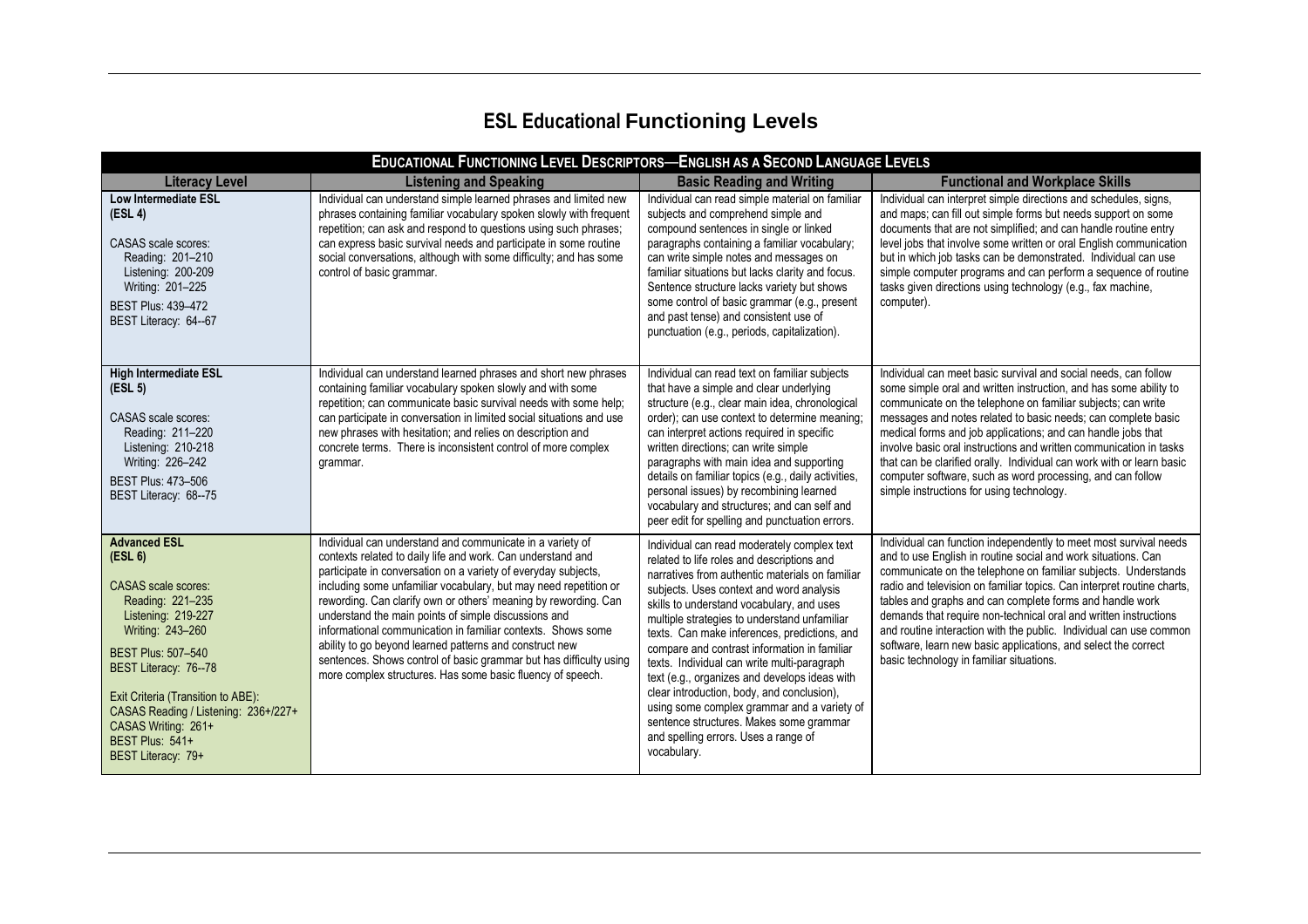# ESL Educational Functioning Levels

| Educational Functioning Level Descriptors—English as a Second Language Levels | | | |
|---|---|---|---|
| **Literacy Level** | **Listening and Speaking** | **Basic Reading and Writing** | **Functional and Workplace Skills** |
| **Low Intermediate ESL (ESL 4)**<br><br>CASAS scale scores:<br>Reading: 201–210<br>Listening: 200-209<br>Writing: 201–225<br>BEST Plus: 439–472<br>BEST Literacy: 64--67 | Individual can understand simple learned phrases and limited new phrases containing familiar vocabulary spoken slowly with frequent repetition; can ask and respond to questions using such phrases; can express basic survival needs and participate in some routine social conversations, although with some difficulty; and has some control of basic grammar. | Individual can read simple material on familiar subjects and comprehend simple and compound sentences in single or linked paragraphs containing a familiar vocabulary; can write simple notes and messages on familiar situations but lacks clarity and focus. Sentence structure lacks variety but shows some control of basic grammar (e.g., present and past tense) and consistent use of punctuation (e.g., periods, capitalization). | Individual can interpret simple directions and schedules, signs, and maps; can fill out simple forms but needs support on some documents that are not simplified; and can handle routine entry level jobs that involve some written or oral English communication but in which job tasks can be demonstrated. Individual can use simple computer programs and can perform a sequence of routine tasks given directions using technology (e.g., fax machine, computer). |
| **High Intermediate ESL (ESL 5)**<br><br>CASAS scale scores:<br>Reading: 211–220<br>Listening: 210-218<br>Writing: 226–242<br>BEST Plus: 473–506<br>BEST Literacy: 68--75 | Individual can understand learned phrases and short new phrases containing familiar vocabulary spoken slowly and with some repetition; can communicate basic survival needs with some help; can participate in conversation in limited social situations and use new phrases with hesitation; and relies on description and concrete terms. There is inconsistent control of more complex grammar. | Individual can read text on familiar subjects that have a simple and clear underlying structure (e.g., clear main idea, chronological order); can use context to determine meaning; can interpret actions required in specific written directions; can write simple paragraphs with main idea and supporting details on familiar topics (e.g., daily activities, personal issues) by recombining learned vocabulary and structures; and can self and peer edit for spelling and punctuation errors. | Individual can meet basic survival and social needs, can follow some simple oral and written instruction, and has some ability to communicate on the telephone on familiar subjects; can write messages and notes related to basic needs; can complete basic medical forms and job applications; and can handle jobs that involve basic oral instructions and written communication in tasks that can be clarified orally. Individual can work with or learn basic computer software, such as word processing, and can follow simple instructions for using technology. |
| **Advanced ESL (ESL 6)**<br><br>CASAS scale scores:<br>Reading: 221–235<br>Listening: 219-227<br>Writing: 243–260<br>BEST Plus: 507–540<br>BEST Literacy: 76--78<br><br>Exit Criteria (Transition to ABE):<br>CASAS Reading / Listening: 236+/227+<br>CASAS Writing: 261+<br>BEST Plus: 541+<br>BEST Literacy: 79+ | Individual can understand and communicate in a variety of contexts related to daily life and work. Can understand and participate in conversation on a variety of everyday subjects, including some unfamiliar vocabulary, but may need repetition or rewording. Can clarify own or others' meaning by rewording. Can understand the main points of simple discussions and informational communication in familiar contexts. Shows some ability to go beyond learned patterns and construct new sentences. Shows control of basic grammar but has difficulty using more complex structures. Has some basic fluency of speech. | Individual can read moderately complex text related to life roles and descriptions and narratives from authentic materials on familiar subjects. Uses context and word analysis skills to understand vocabulary, and uses multiple strategies to understand unfamiliar texts. Can make inferences, predictions, and compare and contrast information in familiar texts. Individual can write multi-paragraph text (e.g., organizes and develops ideas with clear introduction, body, and conclusion), using some complex grammar and a variety of sentence structures. Makes some grammar and spelling errors. Uses a range of vocabulary. | Individual can function independently to meet most survival needs and to use English in routine social and work situations. Can communicate on the telephone on familiar subjects. Understands radio and television on familiar topics. Can interpret routine charts, tables and graphs and can complete forms and handle work demands that require non-technical oral and written instructions and routine interaction with the public. Individual can use common software, learn new basic applications, and select the correct basic technology in familiar situations. |